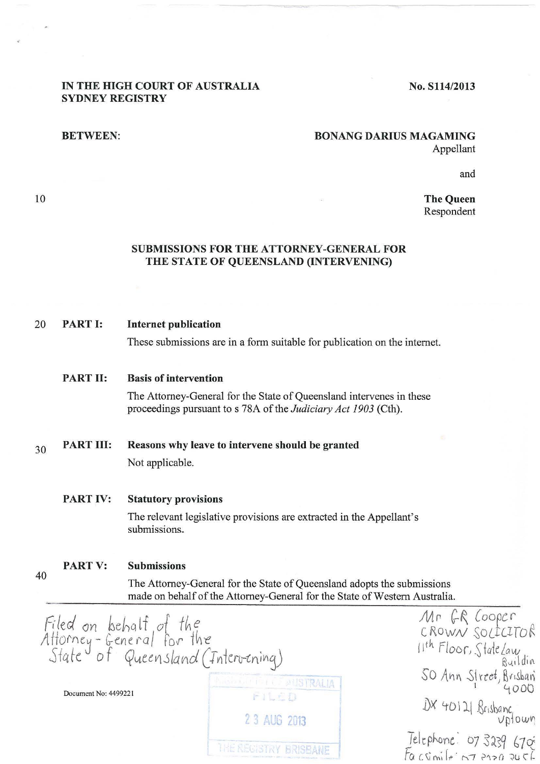IN THE HIGH COURT OF AUSTRALIA
SYDNEY REGISTRY

No. S114/2013

BETWEEN:

**BONANG DARIUS MAGAMING**
Appellant

and

**The Queen**
Respondent

## SUBMISSIONS FOR THE ATTORNEY-GENERAL FOR THE STATE OF QUEENSLAND (INTERVENING)

**PART I: Internet publication**

These submissions are in a form suitable for publication on the internet.

**PART II: Basis of intervention**

The Attorney-General for the State of Queensland intervenes in these proceedings pursuant to s 78A of the *Judiciary Act 1903* (Cth).

**PART III: Reasons why leave to intervene should be granted**

Not applicable.

**PART IV: Statutory provisions**

The relevant legislative provisions are extracted in the Appellant's submissions.

**PART V: Submissions**

The Attorney-General for the State of Queensland adopts the submissions made on behalf of the Attorney-General for the State of Western Australia.

Filed on behalf of the Attorney-General for the State of Queensland (Intervening)

Document No: 4499221

HIGH COURT OF AUSTRALIA
FILED
23 AUG 2013
THE REGISTRY BRISBANE

Mr GR Cooper
CROWN SOLICITOR
11th Floor, State Law Building
50 Ann Street, Brisbane 4000
DX 40121 Brisbane Uptown
Telephone: 07 3239 670
Facsimile: 07 3239 345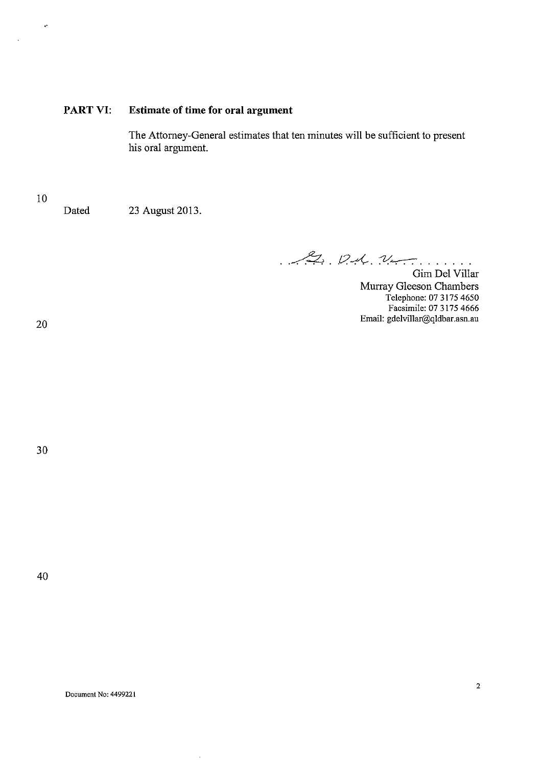**PART VI: Estimate of time for oral argument**

The Attorney-General estimates that ten minutes will be sufficient to present his oral argument.

Dated 23 August 2013.

G. Del Villar

Gim Del Villar
Murray Gleeson Chambers
Telephone: 07 3175 4650
Facsimile: 07 3175 4666
Email: gdelvillar@qldbar.asn.au

Document No: 4499221